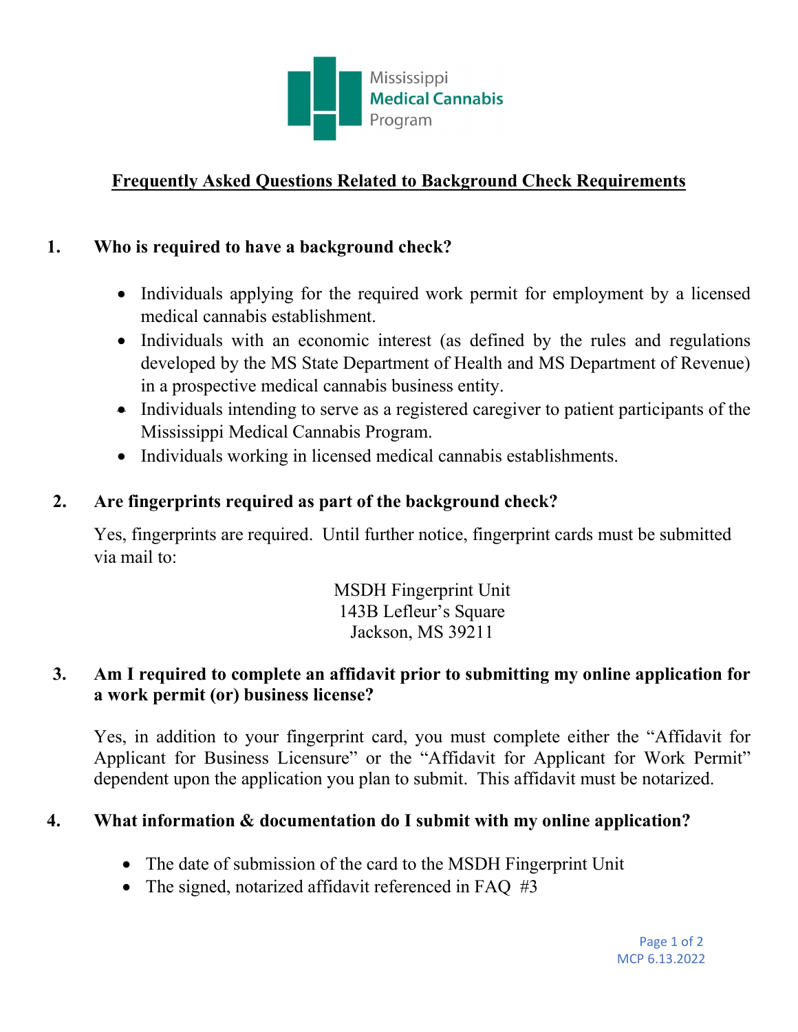Mississippi
**Medical Cannabis**
Program

# Frequently Asked Questions Related to Background Check Requirements

## 1. Who is required to have a background check?

- Individuals applying for the required work permit for employment by a licensed medical cannabis establishment.
- Individuals with an economic interest (as defined by the rules and regulations developed by the MS State Department of Health and MS Department of Revenue) in a prospective medical cannabis business entity.
- Individuals intending to serve as a registered caregiver to patient participants of the Mississippi Medical Cannabis Program.
- Individuals working in licensed medical cannabis establishments.

## 2. Are fingerprints required as part of the background check?

Yes, fingerprints are required. Until further notice, fingerprint cards must be submitted via mail to:

MSDH Fingerprint Unit
143B Lefleur's Square
Jackson, MS 39211

## 3. Am I required to complete an affidavit prior to submitting my online application for a work permit (or) business license?

Yes, in addition to your fingerprint card, you must complete either the "Affidavit for Applicant for Business Licensure" or the "Affidavit for Applicant for Work Permit" dependent upon the application you plan to submit. This affidavit must be notarized.

## 4. What information & documentation do I submit with my online application?

- The date of submission of the card to the MSDH Fingerprint Unit
- The signed, notarized affidavit referenced in FAQ #3

MCP 6.13.2022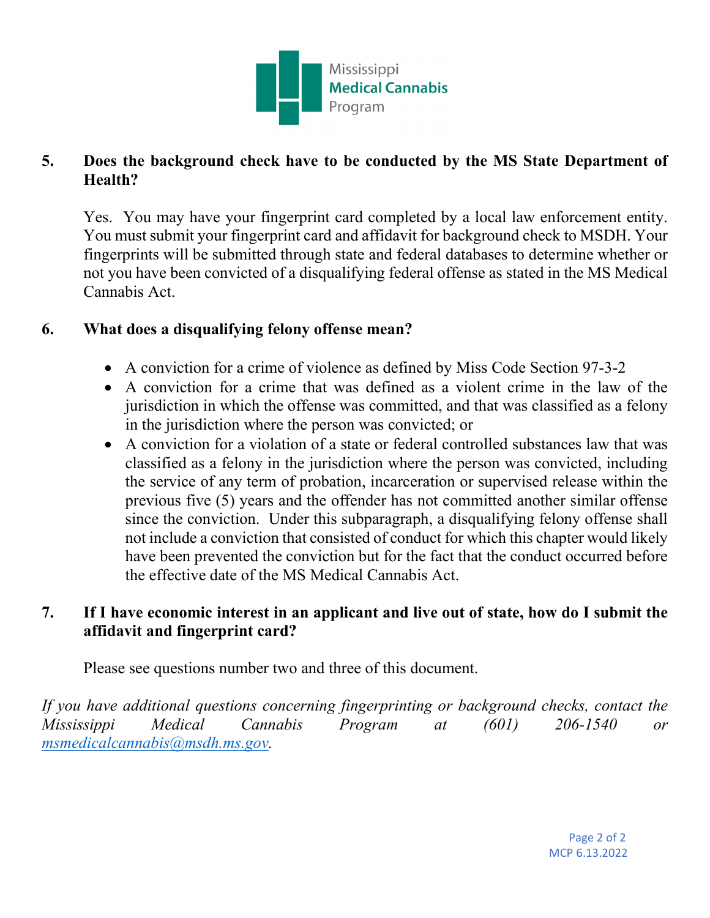**5. Does the background check have to be conducted by the MS State Department of Health?**

Yes. You may have your fingerprint card completed by a local law enforcement entity. You must submit your fingerprint card and affidavit for background check to MSDH. Your fingerprints will be submitted through state and federal databases to determine whether or not you have been convicted of a disqualifying federal offense as stated in the MS Medical Cannabis Act.

**6. What does a disqualifying felony offense mean?**

- A conviction for a crime of violence as defined by Miss Code Section 97-3-2
- A conviction for a crime that was defined as a violent crime in the law of the jurisdiction in which the offense was committed, and that was classified as a felony in the jurisdiction where the person was convicted; or
- A conviction for a violation of a state or federal controlled substances law that was classified as a felony in the jurisdiction where the person was convicted, including the service of any term of probation, incarceration or supervised release within the previous five (5) years and the offender has not committed another similar offense since the conviction. Under this subparagraph, a disqualifying felony offense shall not include a conviction that consisted of conduct for which this chapter would likely have been prevented the conviction but for the fact that the conduct occurred before the effective date of the MS Medical Cannabis Act.

**7. If I have economic interest in an applicant and live out of state, how do I submit the affidavit and fingerprint card?**

Please see questions number two and three of this document.

*If you have additional questions concerning fingerprinting or background checks, contact the Mississippi Medical Cannabis Program at (601) 206-1540 or msmedicalcannabis@msdh.ms.gov.*

MCP 6.13.2022